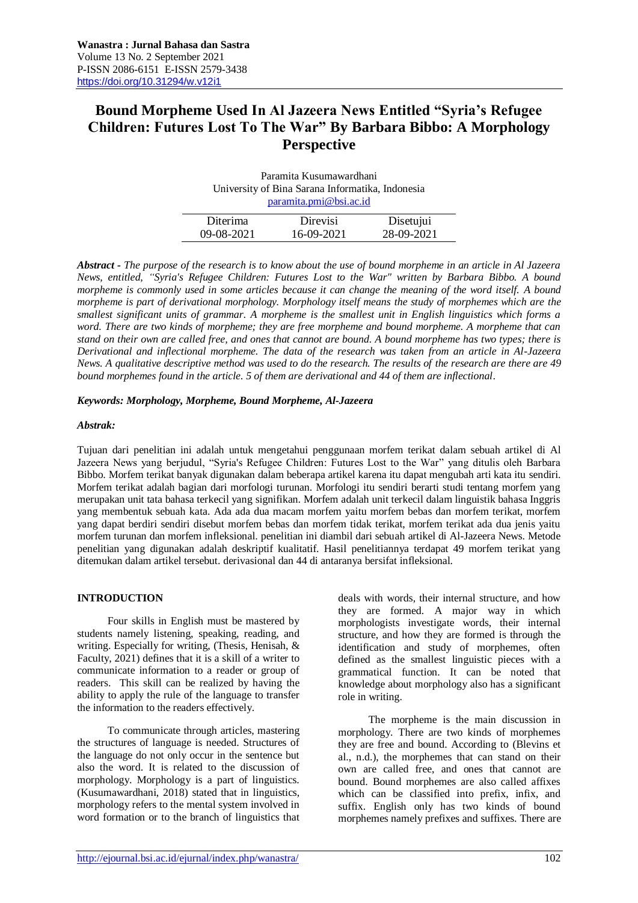# Bound Morpheme Used In Al Jazeera News Entitled "Syria's Refugee Children: Futures Lost To The War" By Barbara Bibbo: A Morphology Perspective

Paramita Kusumawardhani
University of Bina Sarana Informatika, Indonesia
paramita.pmi@bsi.ac.id

| Diterima | Direvisi | Disetujui |
|---|---|---|
| 09-08-2021 | 16-09-2021 | 28-09-2021 |

***Abstract*** *- The purpose of the research is to know about the use of bound morpheme in an article in Al Jazeera News, entitled, "Syria's Refugee Children: Futures Lost to the War" written by Barbara Bibbo. A bound morpheme is commonly used in some articles because it can change the meaning of the word itself. A bound morpheme is part of derivational morphology. Morphology itself means the study of morphemes which are the smallest significant units of grammar. A morpheme is the smallest unit in English linguistics which forms a word. There are two kinds of morpheme; they are free morpheme and bound morpheme. A morpheme that can stand on their own are called free, and ones that cannot are bound. A bound morpheme has two types; there is Derivational and inflectional morpheme. The data of the research was taken from an article in Al-Jazeera News. A qualitative descriptive method was used to do the research. The results of the research are there are 49 bound morphemes found in the article. 5 of them are derivational and 44 of them are inflectional*.

***Keywords: Morphology, Morpheme, Bound Morpheme, Al-Jazeera***

***Abstrak:***

Tujuan dari penelitian ini adalah untuk mengetahui penggunaan morfem terikat dalam sebuah artikel di Al Jazeera News yang berjudul, "Syria's Refugee Children: Futures Lost to the War" yang ditulis oleh Barbara Bibbo. Morfem terikat banyak digunakan dalam beberapa artikel karena itu dapat mengubah arti kata itu sendiri. Morfem terikat adalah bagian dari morfologi turunan. Morfologi itu sendiri berarti studi tentang morfem yang merupakan unit tata bahasa terkecil yang signifikan. Morfem adalah unit terkecil dalam linguistik bahasa Inggris yang membentuk sebuah kata. Ada ada dua macam morfem yaitu morfem bebas dan morfem terikat, morfem yang dapat berdiri sendiri disebut morfem bebas dan morfem tidak terikat, morfem terikat ada dua jenis yaitu morfem turunan dan morfem infleksional. penelitian ini diambil dari sebuah artikel di Al-Jazeera News. Metode penelitian yang digunakan adalah deskriptif kualitatif. Hasil penelitiannya terdapat 49 morfem terikat yang ditemukan dalam artikel tersebut. derivasional dan 44 di antaranya bersifat infleksional.

## INTRODUCTION

Four skills in English must be mastered by students namely listening, speaking, reading, and writing. Especially for writing, (Thesis, Henisah, & Faculty, 2021) defines that it is a skill of a writer to communicate information to a reader or group of readers. This skill can be realized by having the ability to apply the rule of the language to transfer the information to the readers effectively.

To communicate through articles, mastering the structures of language is needed. Structures of the language do not only occur in the sentence but also the word. It is related to the discussion of morphology. Morphology is a part of linguistics. (Kusumawardhani, 2018) stated that in linguistics, morphology refers to the mental system involved in word formation or to the branch of linguistics that deals with words, their internal structure, and how they are formed. A major way in which morphologists investigate words, their internal structure, and how they are formed is through the identification and study of morphemes, often defined as the smallest linguistic pieces with a grammatical function. It can be noted that knowledge about morphology also has a significant role in writing.

The morpheme is the main discussion in morphology. There are two kinds of morphemes they are free and bound. According to (Blevins et al., n.d.), the morphemes that can stand on their own are called free, and ones that cannot are bound. Bound morphemes are also called affixes which can be classified into prefix, infix, and suffix. English only has two kinds of bound morphemes namely prefixes and suffixes. There are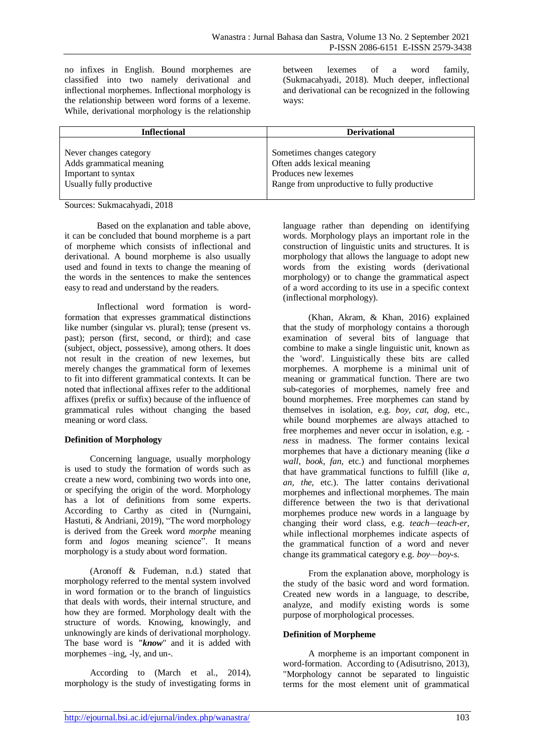no infixes in English. Bound morphemes are classified into two namely derivational and inflectional morphemes. Inflectional morphology is the relationship between word forms of a lexeme. While, derivational morphology is the relationship between lexemes of a word family, (Sukmacahyadi, 2018). Much deeper, inflectional and derivational can be recognized in the following ways:

| Inflectional | Derivational |
|---|---|
| Never changes category<br>Adds grammatical meaning<br>Important to syntax<br>Usually fully productive | Sometimes changes category<br>Often adds lexical meaning<br>Produces new lexemes<br>Range from unproductive to fully productive |

Sources: Sukmacahyadi, 2018

Based on the explanation and table above, it can be concluded that bound morpheme is a part of morpheme which consists of inflectional and derivational. A bound morpheme is also usually used and found in texts to change the meaning of the words in the sentences to make the sentences easy to read and understand by the readers.

Inflectional word formation is word-formation that expresses grammatical distinctions like number (singular vs. plural); tense (present vs. past); person (first, second, or third); and case (subject, object, possessive), among others. It does not result in the creation of new lexemes, but merely changes the grammatical form of lexemes to fit into different grammatical contexts. It can be noted that inflectional affixes refer to the additional affixes (prefix or suffix) because of the influence of grammatical rules without changing the based meaning or word class.

**Definition of Morphology**

Concerning language, usually morphology is used to study the formation of words such as create a new word, combining two words into one, or specifying the origin of the word. Morphology has a lot of definitions from some experts. According to Carthy as cited in (Nurngaini, Hastuti, & Andriani, 2019), "The word morphology is derived from the Greek word *morphe* meaning form and *logos* meaning science". It means morphology is a study about word formation.

(Aronoff & Fudeman, n.d.) stated that morphology referred to the mental system involved in word formation or to the branch of linguistics that deals with words, their internal structure, and how they are formed. Morphology dealt with the structure of words. Knowing, knowingly, and unknowingly are kinds of derivational morphology. The base word is ***"know***" and it is added with morphemes –ing, -ly, and un-.

According to (March et al., 2014), morphology is the study of investigating forms in language rather than depending on identifying words. Morphology plays an important role in the construction of linguistic units and structures. It is morphology that allows the language to adopt new words from the existing words (derivational morphology) or to change the grammatical aspect of a word according to its use in a specific context (inflectional morphology).

(Khan, Akram, & Khan, 2016) explained that the study of morphology contains a thorough examination of several bits of language that combine to make a single linguistic unit, known as the 'word'. Linguistically these bits are called morphemes. A morpheme is a minimal unit of meaning or grammatical function. There are two sub-categories of morphemes, namely free and bound morphemes. Free morphemes can stand by themselves in isolation, e.g. *boy, cat, dog,* etc., while bound morphemes are always attached to free morphemes and never occur in isolation, e.g. -*ness* in madness. The former contains lexical morphemes that have a dictionary meaning (like *a wall, book, fan*, etc.) and functional morphemes that have grammatical functions to fulfill (like *a, an, the,* etc.). The latter contains derivational morphemes and inflectional morphemes. The main difference between the two is that derivational morphemes produce new words in a language by changing their word class, e.g. *teach—teach-er*, while inflectional morphemes indicate aspects of the grammatical function of a word and never change its grammatical category e.g. *boy—boy-s.*

From the explanation above, morphology is the study of the basic word and word formation. Created new words in a language, to describe, analyze, and modify existing words is some purpose of morphological processes.

**Definition of Morpheme**

A morpheme is an important component in word-formation. According to (Adisutrisno, 2013), "Morphology cannot be separated to linguistic terms for the most element unit of grammatical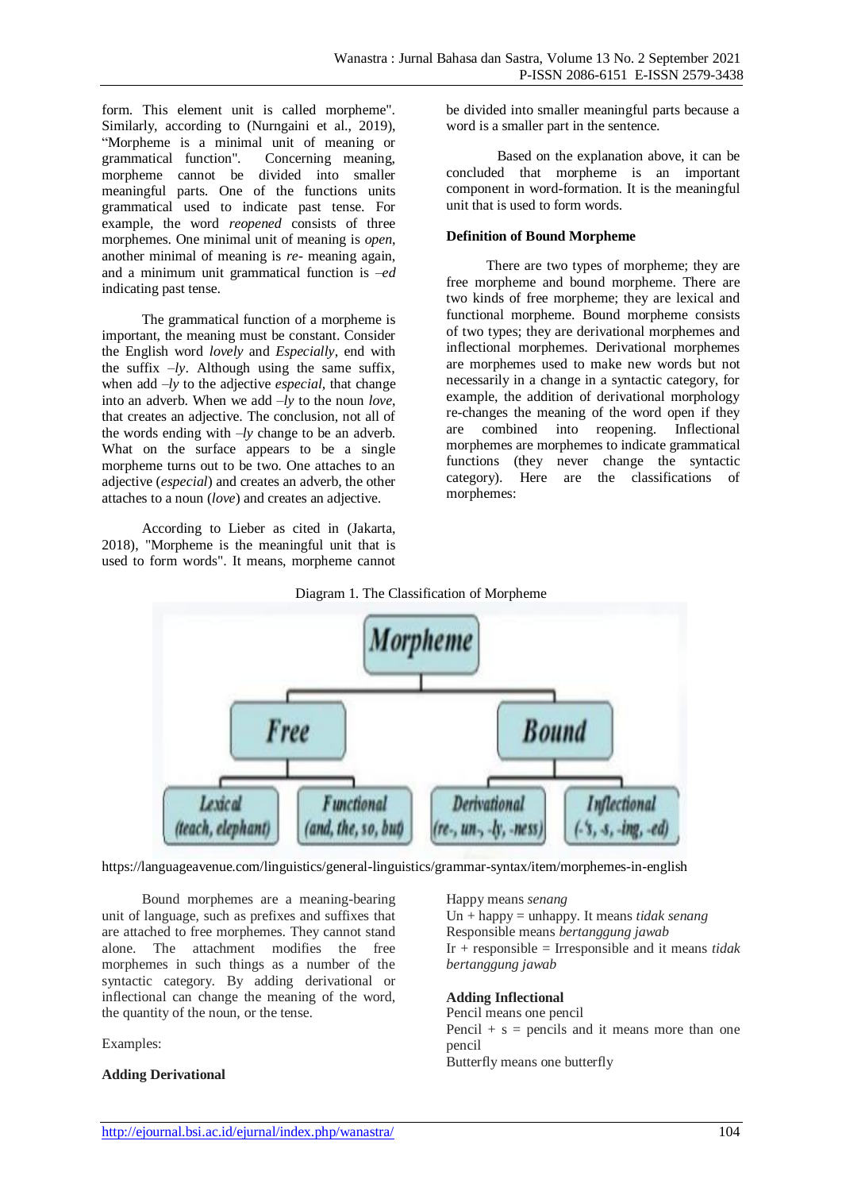form. This element unit is called morpheme". Similarly, according to (Nurngaini et al., 2019), "Morpheme is a minimal unit of meaning or grammatical function". Concerning meaning, morpheme cannot be divided into smaller meaningful parts. One of the functions units grammatical used to indicate past tense. For example, the word *reopened* consists of three morphemes. One minimal unit of meaning is *open*, another minimal of meaning is *re-* meaning again, and a minimum unit grammatical function is *–ed* indicating past tense.

The grammatical function of a morpheme is important, the meaning must be constant. Consider the English word *lovely* and *Especially*, end with the suffix *–ly*. Although using the same suffix, when add *–ly* to the adjective *especial*, that change into an adverb. When we add *–ly* to the noun *love*, that creates an adjective. The conclusion, not all of the words ending with *–ly* change to be an adverb. What on the surface appears to be a single morpheme turns out to be two. One attaches to an adjective (*especial*) and creates an adverb, the other attaches to a noun (*love*) and creates an adjective.

According to Lieber as cited in (Jakarta, 2018), "Morpheme is the meaningful unit that is used to form words". It means, morpheme cannot be divided into smaller meaningful parts because a word is a smaller part in the sentence.

Based on the explanation above, it can be concluded that morpheme is an important component in word-formation. It is the meaningful unit that is used to form words.

**Definition of Bound Morpheme**

There are two types of morpheme; they are free morpheme and bound morpheme. There are two kinds of free morpheme; they are lexical and functional morpheme. Bound morpheme consists of two types; they are derivational morphemes and inflectional morphemes. Derivational morphemes are morphemes used to make new words but not necessarily in a change in a syntactic category, for example, the addition of derivational morphology re-changes the meaning of the word open if they are combined into reopening. Inflectional morphemes are morphemes to indicate grammatical functions (they never change the syntactic category). Here are the classifications of morphemes:

Diagram 1. The Classification of Morpheme

- Morpheme
  - Free
    - Lexical (teach, elephant)
    - Functional (and, the, so, but)
  - Bound
    - Derivational (re-, un-, -ly, -ness)
    - Inflectional (-'s, -s, -ing, -ed)

https://languageavenue.com/linguistics/general-linguistics/grammar-syntax/item/morphemes-in-english

Bound morphemes are a meaning-bearing unit of language, such as prefixes and suffixes that are attached to free morphemes. They cannot stand alone. The attachment modifies the free morphemes in such things as a number of the syntactic category. By adding derivational or inflectional can change the meaning of the word, the quantity of the noun, or the tense.

Examples:

**Adding Derivational**

Happy means *senang*
Un + happy = unhappy. It means *tidak senang*
Responsible means *bertanggung jawab*
Ir + responsible = Irresponsible and it means *tidak bertanggung jawab*

**Adding Inflectional**

Pencil means one pencil
Pencil + s = pencils and it means more than one pencil
Butterfly means one butterfly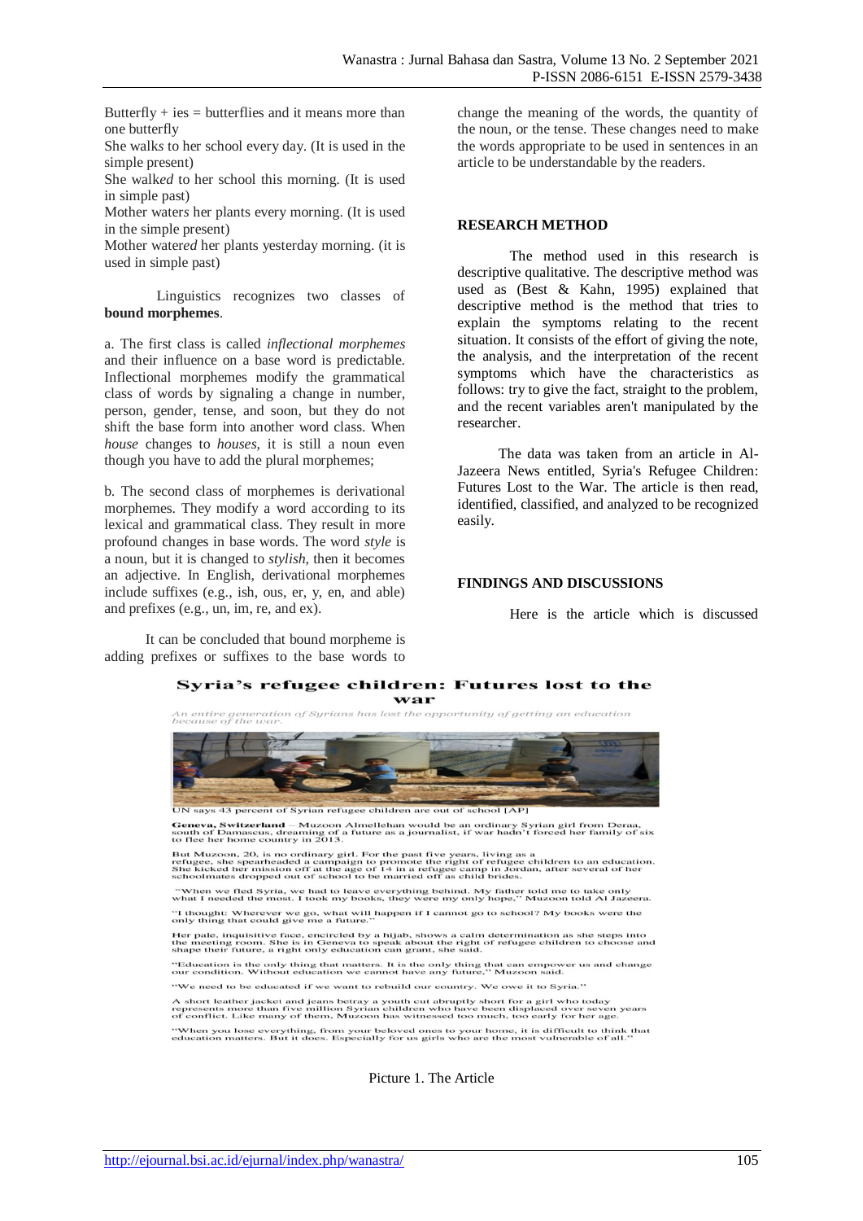Butterfly + ies = butterflies and it means more than one butterfly

She walk*s* to her school every day. (It is used in the simple present)

She walk*ed* to her school this morning. (It is used in simple past)

Mother water*s* her plants every morning. (It is used in the simple present)

Mother water*ed* her plants yesterday morning. (it is used in simple past)

Linguistics recognizes two classes of **bound morphemes**.

a. The first class is called *inflectional morphemes* and their influence on a base word is predictable. Inflectional morphemes modify the grammatical class of words by signaling a change in number, person, gender, tense, and soon, but they do not shift the base form into another word class. When *house* changes to *houses*, it is still a noun even though you have to add the plural morphemes;

b. The second class of morphemes is derivational morphemes. They modify a word according to its lexical and grammatical class. They result in more profound changes in base words. The word *style* is a noun, but it is changed to *stylish*, then it becomes an adjective. In English, derivational morphemes include suffixes (e.g., ish, ous, er, y, en, and able) and prefixes (e.g., un, im, re, and ex).

It can be concluded that bound morpheme is adding prefixes or suffixes to the base words to change the meaning of the words, the quantity of the noun, or the tense. These changes need to make the words appropriate to be used in sentences in an article to be understandable by the readers.

## RESEARCH METHOD

The method used in this research is descriptive qualitative. The descriptive method was used as (Best & Kahn, 1995) explained that descriptive method is the method that tries to explain the symptoms relating to the recent situation. It consists of the effort of giving the note, the analysis, and the interpretation of the recent symptoms which have the characteristics as follows: try to give the fact, straight to the problem, and the recent variables aren't manipulated by the researcher.

The data was taken from an article in Al-Jazeera News entitled, Syria's Refugee Children: Futures Lost to the War. The article is then read, identified, classified, and analyzed to be recognized easily.

## FINDINGS AND DISCUSSIONS

Here is the article which is discussed

**Syria's refugee children: Futures lost to the war**

*An entire generation of Syrians has lost the opportunity of getting an education because of the war.*

UN says 43 percent of Syrian refugee children are out of school [AP]

**Geneva, Switzerland** – Muzoon Almellehan would be an ordinary Syrian girl from Deraa, south of Damascus, dreaming of a future as a journalist, if war hadn't forced her family of six to flee her home country in 2013.

But Muzoon, 20, is no ordinary girl. For the past five years, living as a refugee, she spearheaded a campaign to promote the right of refugee children to an education. She kicked her mission off at the age of 14 in a refugee camp in Jordan, after several of her schoolmates dropped out of school to be married off as child brides.

"When we fled Syria, we had to leave everything behind. My father told me to take only what I needed the most. I took my books, they were my only hope," Muzoon told Al Jazeera.

"I thought: Wherever we go, what will happen if I cannot go to school? My books were the only thing that could give me a future."

Her pale, inquisitive face, encircled by a hijab, shows a calm determination as she steps into the meeting room. She is in Geneva to speak about the right of refugee children to choose and shape their future, a right only education can grant, she said.

"Education is the only thing that matters. It is the only thing that can empower us and change our condition. Without education we cannot have any future," Muzoon said.

"We need to be educated if we want to rebuild our country. We owe it to Syria."

A short leather jacket and jeans betray a youth cut abruptly short for a girl who today represents more than five million Syrian children who have been displaced over seven years of conflict. Like many of them, Muzoon has witnessed too much, too early for her age.

"When you lose everything, from your beloved ones to your home, it is difficult to think that education matters. But it does. Especially for us girls who are the most vulnerable of all."

Picture 1. The Article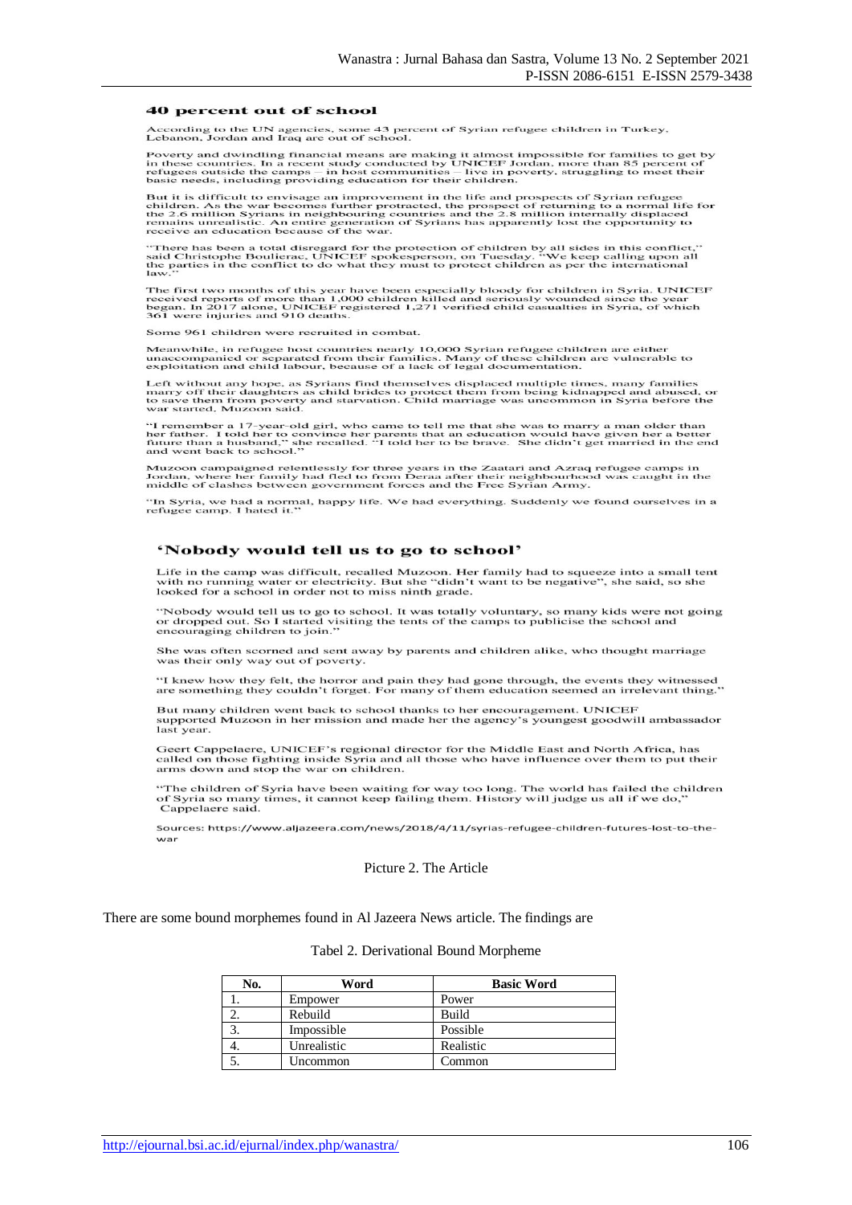### 40 percent out of school

According to the UN agencies, some 43 percent of Syrian refugee children in Turkey, Lebanon, Jordan and Iraq are out of school.

Poverty and dwindling financial means are making it almost impossible for families to get by in these countries. In a recent study conducted by UNICEF Jordan, more than 85 percent of refugees outside the camps – in host communities – live in poverty, struggling to meet their basic needs, including providing education for their children.

But it is difficult to envisage an improvement in the life and prospects of Syrian refugee children. As the war becomes further protracted, the prospect of returning to a normal life for the 2.6 million Syrians in neighbouring countries and the 2.8 million internally displaced remains unrealistic. An entire generation of Syrians has apparently lost the opportunity to receive an education because of the war.

"There has been a total disregard for the protection of children by all sides in this conflict," said Christophe Boulierac, UNICEF spokesperson, on Tuesday. "We keep calling upon all the parties in the conflict to do what they must to protect children as per the international law."

The first two months of this year have been especially bloody for children in Syria. UNICEF received reports of more than 1,000 children killed and seriously wounded since the year began. In 2017 alone, UNICEF registered 1,271 verified child casualties in Syria, of which 361 were injuries and 910 deaths.

Some 961 children were recruited in combat.

Meanwhile, in refugee host countries nearly 10,000 Syrian refugee children are either unaccompanied or separated from their families. Many of these children are vulnerable to exploitation and child labour, because of a lack of legal documentation.

Left without any hope, as Syrians find themselves displaced multiple times, many families marry off their daughters as child brides to protect them from being kidnapped and abused, or to save them from poverty and starvation. Child marriage was uncommon in Syria before the war started, Muzoon said.

"I remember a 17-year-old girl, who came to tell me that she was to marry a man older than her father. I told her to convince her parents that an education would have given her a better future than a husband," she recalled. "I told her to be brave. She didn't get married in the end and went back to school."

Muzoon campaigned relentlessly for three years in the Zaatari and Azraq refugee camps in Jordan, where her family had fled to from Deraa after their neighbourhood was caught in the middle of clashes between government forces and the Free Syrian Army.

"In Syria, we had a normal, happy life. We had everything. Suddenly we found ourselves in a refugee camp. I hated it."

### 'Nobody would tell us to go to school'

Life in the camp was difficult, recalled Muzoon. Her family had to squeeze into a small tent with no running water or electricity. But she "didn't want to be negative", she said, so she looked for a school in order not to miss ninth grade.

"Nobody would tell us to go to school. It was totally voluntary, so many kids were not going or dropped out. So I started visiting the tents of the camps to publicise the school and encouraging children to join."

She was often scorned and sent away by parents and children alike, who thought marriage was their only way out of poverty.

"I knew how they felt, the horror and pain they had gone through, the events they witnessed are something they couldn't forget. For many of them education seemed an irrelevant thing."

But many children went back to school thanks to her encouragement. UNICEF supported Muzoon in her mission and made her the agency's youngest goodwill ambassador last year.

Geert Cappelaere, UNICEF's regional director for the Middle East and North Africa, has called on those fighting inside Syria and all those who have influence over them to put their arms down and stop the war on children.

"The children of Syria have been waiting for way too long. The world has failed the children of Syria so many times, it cannot keep failing them. History will judge us all if we do," Cappelaere said.

Sources: https://www.aljazeera.com/news/2018/4/11/syrias-refugee-children-futures-lost-to-the-war

Picture 2. The Article

There are some bound morphemes found in Al Jazeera News article. The findings are

Tabel 2. Derivational Bound Morpheme

| No. | Word | Basic Word |
|---|---|---|
| 1. | Empower | Power |
| 2. | Rebuild | Build |
| 3. | Impossible | Possible |
| 4. | Unrealistic | Realistic |
| 5. | Uncommon | Common |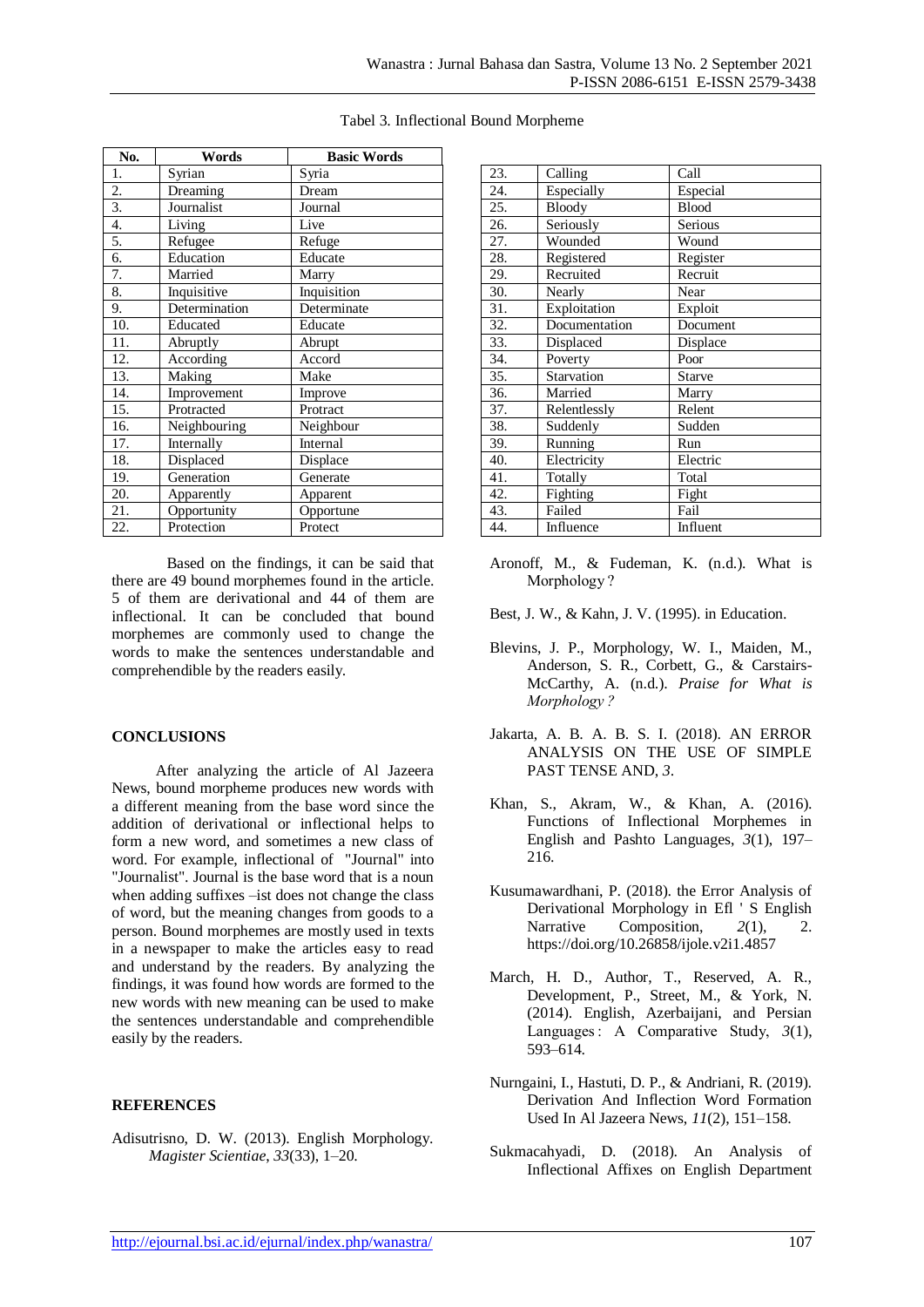Tabel 3. Inflectional Bound Morpheme

| No. | Words | Basic Words |
|---|---|---|
| 1. | Syrian | Syria |
| 2. | Dreaming | Dream |
| 3. | Journalist | Journal |
| 4. | Living | Live |
| 5. | Refugee | Refuge |
| 6. | Education | Educate |
| 7. | Married | Marry |
| 8. | Inquisitive | Inquisition |
| 9. | Determination | Determinate |
| 10. | Educated | Educate |
| 11. | Abruptly | Abrupt |
| 12. | According | Accord |
| 13. | Making | Make |
| 14. | Improvement | Improve |
| 15. | Protracted | Protract |
| 16. | Neighbouring | Neighbour |
| 17. | Internally | Internal |
| 18. | Displaced | Displace |
| 19. | Generation | Generate |
| 20. | Apparently | Apparent |
| 21. | Opportunity | Opportune |
| 22. | Protection | Protect |
| 23. | Calling | Call |
| 24. | Especially | Especial |
| 25. | Bloody | Blood |
| 26. | Seriously | Serious |
| 27. | Wounded | Wound |
| 28. | Registered | Register |
| 29. | Recruited | Recruit |
| 30. | Nearly | Near |
| 31. | Exploitation | Exploit |
| 32. | Documentation | Document |
| 33. | Displaced | Displace |
| 34. | Poverty | Poor |
| 35. | Starvation | Starve |
| 36. | Married | Marry |
| 37. | Relentlessly | Relent |
| 38. | Suddenly | Sudden |
| 39. | Running | Run |
| 40. | Electricity | Electric |
| 41. | Totally | Total |
| 42. | Fighting | Fight |
| 43. | Failed | Fail |
| 44. | Influence | Influent |

Based on the findings, it can be said that there are 49 bound morphemes found in the article. 5 of them are derivational and 44 of them are inflectional. It can be concluded that bound morphemes are commonly used to change the words to make the sentences understandable and comprehendible by the readers easily.

## CONCLUSIONS

After analyzing the article of Al Jazeera News, bound morpheme produces new words with a different meaning from the base word since the addition of derivational or inflectional helps to form a new word, and sometimes a new class of word. For example, inflectional of "Journal" into "Journalist". Journal is the base word that is a noun when adding suffixes –ist does not change the class of word, but the meaning changes from goods to a person. Bound morphemes are mostly used in texts in a newspaper to make the articles easy to read and understand by the readers. By analyzing the findings, it was found how words are formed to the new words with new meaning can be used to make the sentences understandable and comprehendible easily by the readers.

## REFERENCES

Adisutrisno, D. W. (2013). English Morphology. *Magister Scientiae*, *33*(33), 1–20.

Aronoff, M., & Fudeman, K. (n.d.). What is Morphology ?

Best, J. W., & Kahn, J. V. (1995). in Education.

Blevins, J. P., Morphology, W. I., Maiden, M., Anderson, S. R., Corbett, G., & Carstairs-McCarthy, A. (n.d.). *Praise for What is Morphology ?*

Jakarta, A. B. A. B. S. I. (2018). AN ERROR ANALYSIS ON THE USE OF SIMPLE PAST TENSE AND, *3*.

Khan, S., Akram, W., & Khan, A. (2016). Functions of Inflectional Morphemes in English and Pashto Languages, *3*(1), 197–216.

Kusumawardhani, P. (2018). the Error Analysis of Derivational Morphology in Efl ' S English Narrative Composition, *2*(1), 2. https://doi.org/10.26858/ijole.v2i1.4857

March, H. D., Author, T., Reserved, A. R., Development, P., Street, M., & York, N. (2014). English, Azerbaijani, and Persian Languages : A Comparative Study, *3*(1), 593–614.

Nurngaini, I., Hastuti, D. P., & Andriani, R. (2019). Derivation And Inflection Word Formation Used In Al Jazeera News, *11*(2), 151–158.

Sukmacahyadi, D. (2018). An Analysis of Inflectional Affixes on English Department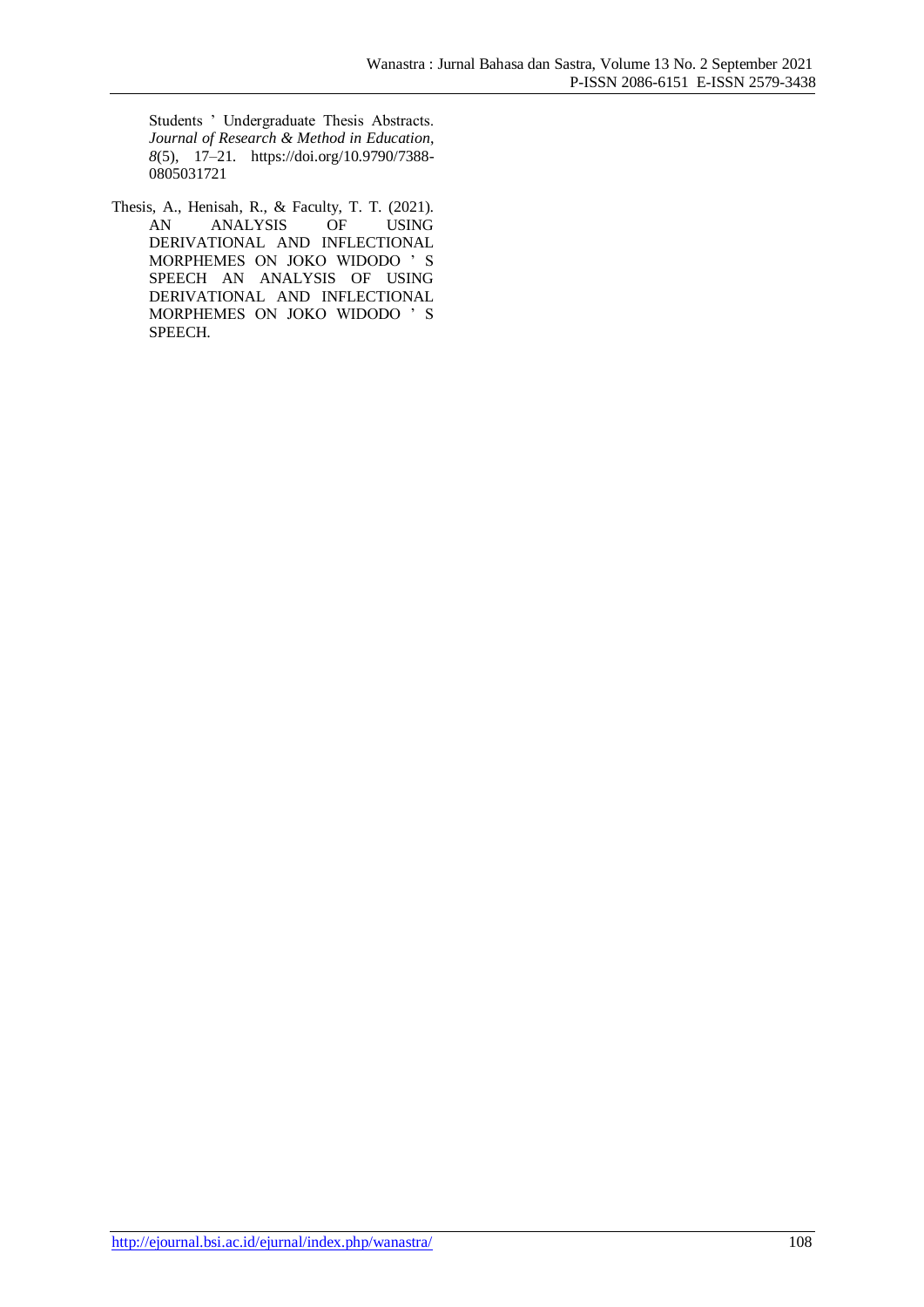Students ' Undergraduate Thesis Abstracts. *Journal of Research & Method in Education*, *8*(5), 17–21. https://doi.org/10.9790/7388-0805031721

Thesis, A., Henisah, R., & Faculty, T. T. (2021). AN ANALYSIS OF USING DERIVATIONAL AND INFLECTIONAL MORPHEMES ON JOKO WIDODO ' S SPEECH AN ANALYSIS OF USING DERIVATIONAL AND INFLECTIONAL MORPHEMES ON JOKO WIDODO ' S SPEECH.